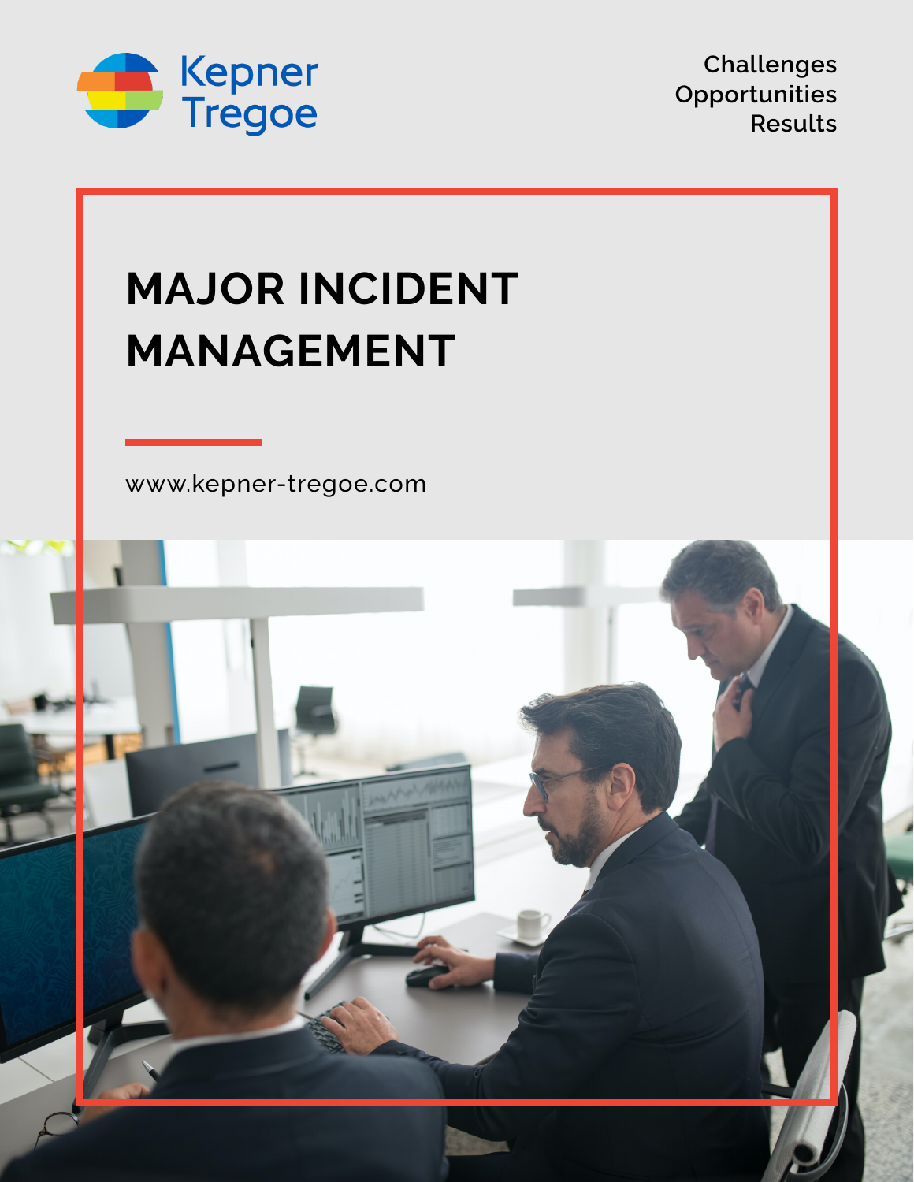Kepner Tregoe

Challenges
Opportunities
Results

# MAJOR INCIDENT MANAGEMENT

www.kepner-tregoe.com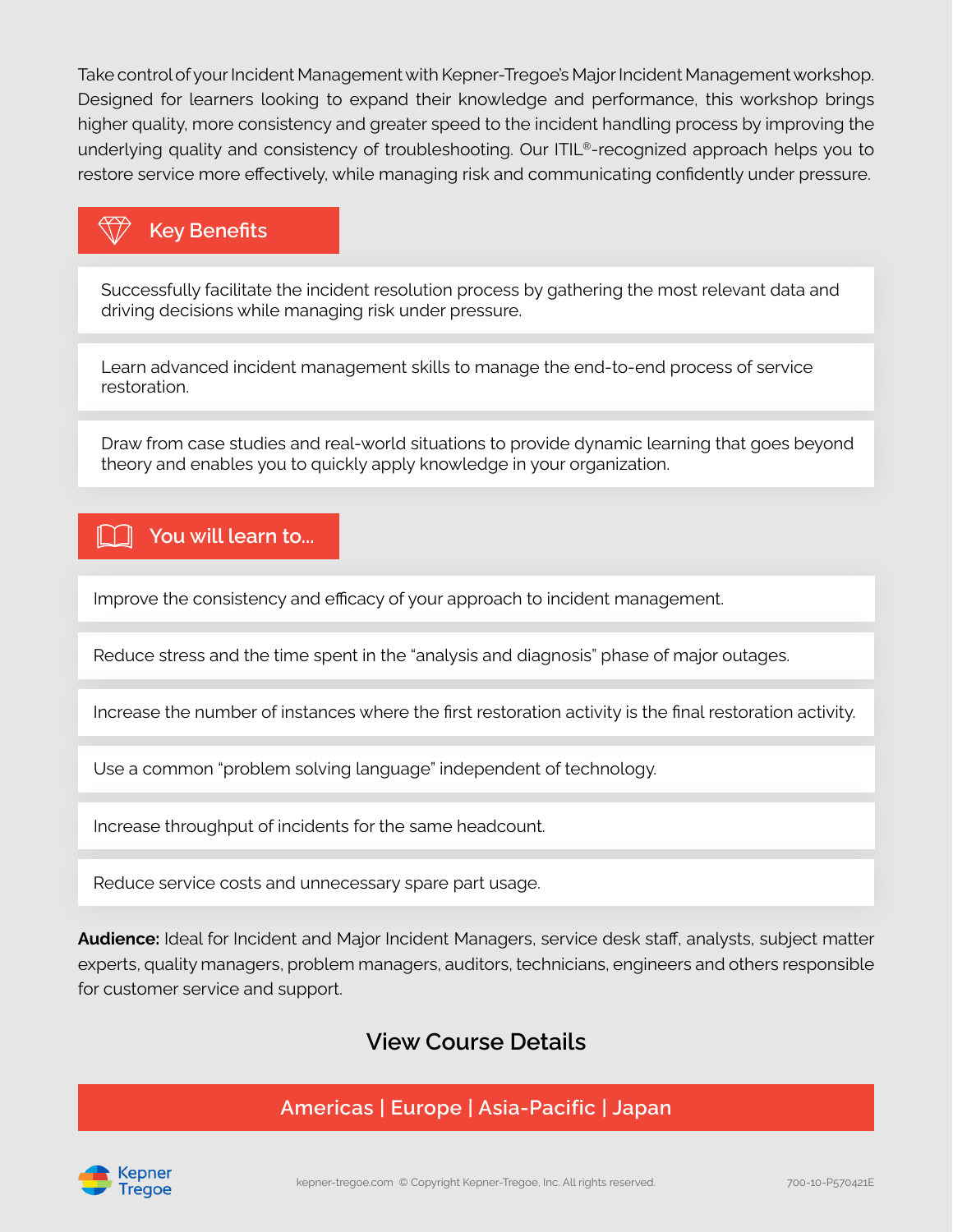Take control of your Incident Management with Kepner-Tregoe's Major Incident Management workshop. Designed for learners looking to expand their knowledge and performance, this workshop brings higher quality, more consistency and greater speed to the incident handling process by improving the underlying quality and consistency of troubleshooting. Our ITIL®-recognized approach helps you to restore service more effectively, while managing risk and communicating confidently under pressure.

## Key Benefits

- Successfully facilitate the incident resolution process by gathering the most relevant data and driving decisions while managing risk under pressure.
- Learn advanced incident management skills to manage the end-to-end process of service restoration.
- Draw from case studies and real-world situations to provide dynamic learning that goes beyond theory and enables you to quickly apply knowledge in your organization.

## You will learn to...

- Improve the consistency and efficacy of your approach to incident management.
- Reduce stress and the time spent in the "analysis and diagnosis" phase of major outages.
- Increase the number of instances where the first restoration activity is the final restoration activity.
- Use a common "problem solving language" independent of technology.
- Increase throughput of incidents for the same headcount.
- Reduce service costs and unnecessary spare part usage.

**Audience:** Ideal for Incident and Major Incident Managers, service desk staff, analysts, subject matter experts, quality managers, problem managers, auditors, technicians, engineers and others responsible for customer service and support.

### View Course Details

Americas | Europe | Asia-Pacific | Japan

Kepner Tregoe

kepner-tregoe.com © Copyright Kepner-Tregoe, Inc. All rights reserved.

700-10-P570421E